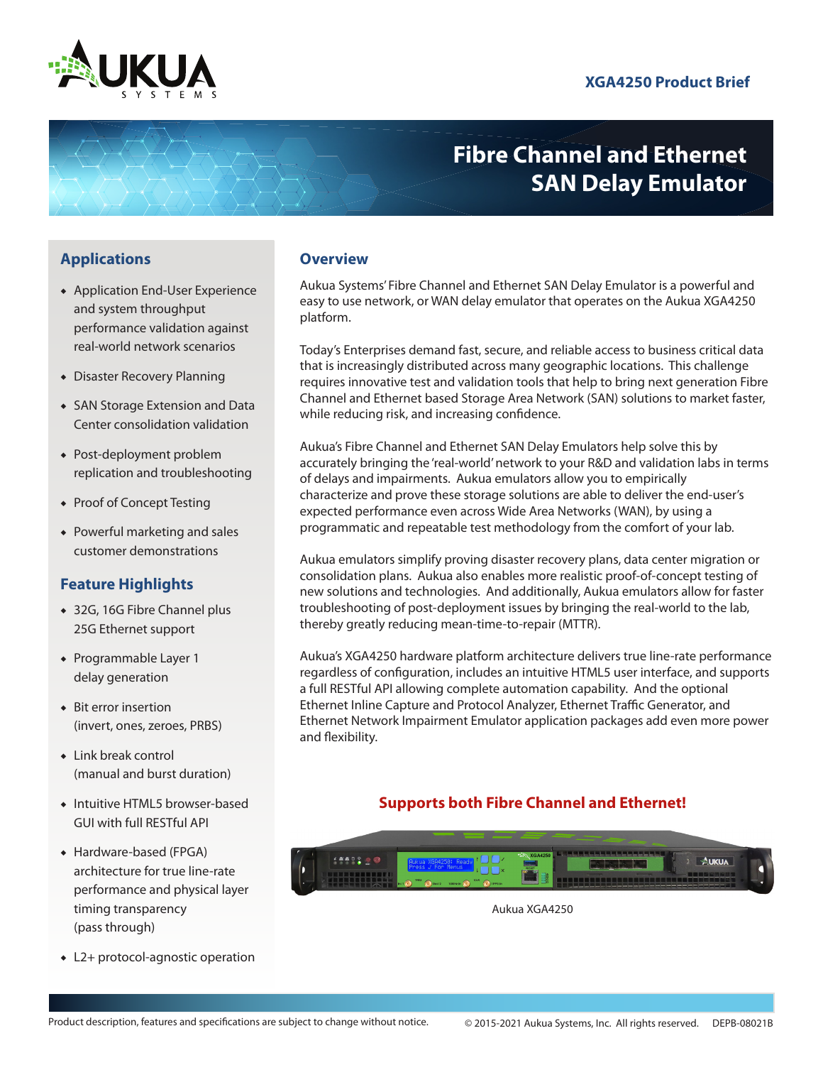XGA4250 Product Brief

# Fibre Channel and Ethernet SAN Delay Emulator

## Applications

- Application End-User Experience and system throughput performance validation against real-world network scenarios
- Disaster Recovery Planning
- SAN Storage Extension and Data Center consolidation validation
- Post-deployment problem replication and troubleshooting
- Proof of Concept Testing
- Powerful marketing and sales customer demonstrations

## Feature Highlights

- 32G, 16G Fibre Channel plus 25G Ethernet support
- Programmable Layer 1 delay generation
- Bit error insertion (invert, ones, zeroes, PRBS)
- Link break control (manual and burst duration)
- Intuitive HTML5 browser-based GUI with full RESTful API
- Hardware-based (FPGA) architecture for true line-rate performance and physical layer timing transparency (pass through)
- L2+ protocol-agnostic operation

## Overview

Aukua Systems' Fibre Channel and Ethernet SAN Delay Emulator is a powerful and easy to use network, or WAN delay emulator that operates on the Aukua XGA4250 platform.

Today's Enterprises demand fast, secure, and reliable access to business critical data that is increasingly distributed across many geographic locations. This challenge requires innovative test and validation tools that help to bring next generation Fibre Channel and Ethernet based Storage Area Network (SAN) solutions to market faster, while reducing risk, and increasing confidence.

Aukua's Fibre Channel and Ethernet SAN Delay Emulators help solve this by accurately bringing the 'real-world' network to your R&D and validation labs in terms of delays and impairments. Aukua emulators allow you to empirically characterize and prove these storage solutions are able to deliver the end-user's expected performance even across Wide Area Networks (WAN), by using a programmatic and repeatable test methodology from the comfort of your lab.

Aukua emulators simplify proving disaster recovery plans, data center migration or consolidation plans. Aukua also enables more realistic proof-of-concept testing of new solutions and technologies. And additionally, Aukua emulators allow for faster troubleshooting of post-deployment issues by bringing the real-world to the lab, thereby greatly reducing mean-time-to-repair (MTTR).

Aukua's XGA4250 hardware platform architecture delivers true line-rate performance regardless of configuration, includes an intuitive HTML5 user interface, and supports a full RESTful API allowing complete automation capability. And the optional Ethernet Inline Capture and Protocol Analyzer, Ethernet Traffic Generator, and Ethernet Network Impairment Emulator application packages add even more power and flexibility.

**Supports both Fibre Channel and Ethernet!**

Aukua XGA4250

Product description, features and specifications are subject to change without notice. © 2015-2021 Aukua Systems, Inc. All rights reserved. DEPB-08021B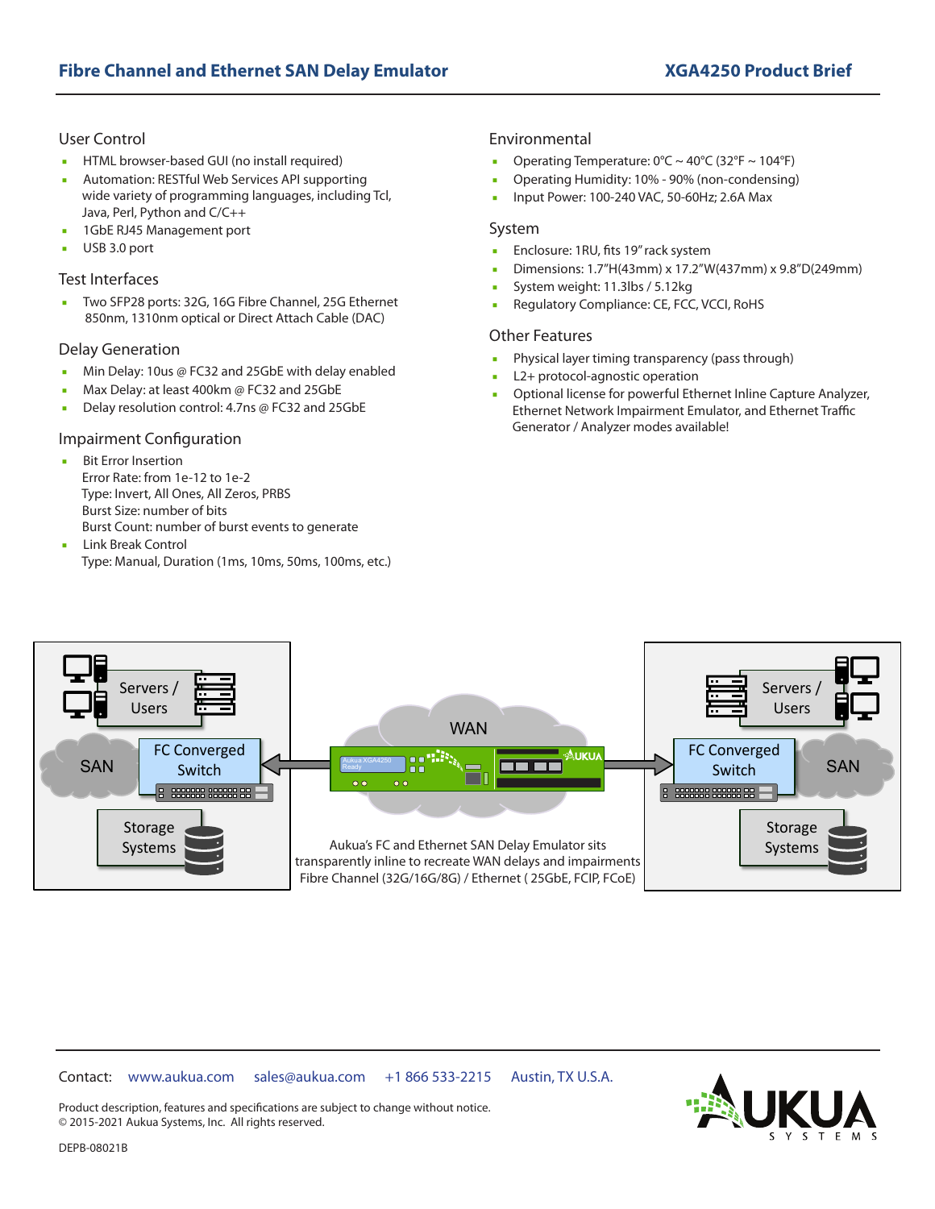## User Control

- HTML browser-based GUI (no install required)
- Automation: RESTful Web Services API supporting wide variety of programming languages, including Tcl, Java, Perl, Python and C/C++
- 1GbE RJ45 Management port
- USB 3.0 port

## Test Interfaces

- Two SFP28 ports: 32G, 16G Fibre Channel, 25G Ethernet 850nm, 1310nm optical or Direct Attach Cable (DAC)

## Delay Generation

- Min Delay: 10us @ FC32 and 25GbE with delay enabled
- Max Delay: at least 400km @ FC32 and 25GbE
- Delay resolution control: 4.7ns @ FC32 and 25GbE

## Impairment Configuration

- Bit Error Insertion
  Error Rate: from 1e-12 to 1e-2
  Type: Invert, All Ones, All Zeros, PRBS
  Burst Size: number of bits
  Burst Count: number of burst events to generate
- Link Break Control
  Type: Manual, Duration (1ms, 10ms, 50ms, 100ms, etc.)

## Environmental

- Operating Temperature: 0°C ~ 40°C (32°F ~ 104°F)
- Operating Humidity: 10% - 90% (non-condensing)
- Input Power: 100-240 VAC, 50-60Hz; 2.6A Max

## System

- Enclosure: 1RU, fits 19" rack system
- Dimensions: 1.7"H(43mm) x 17.2"W(437mm) x 9.8"D(249mm)
- System weight: 11.3lbs / 5.12kg
- Regulatory Compliance: CE, FCC, VCCI, RoHS

## Other Features

- Physical layer timing transparency (pass through)
- L2+ protocol-agnostic operation
- Optional license for powerful Ethernet Inline Capture Analyzer, Ethernet Network Impairment Emulator, and Ethernet Traffic Generator / Analyzer modes available!

Servers / Users

SAN

FC Converged Switch

Storage Systems

WAN

Servers / Users

FC Converged Switch

SAN

Storage Systems

Aukua's FC and Ethernet SAN Delay Emulator sits transparently inline to recreate WAN delays and impairments Fibre Channel (32G/16G/8G) / Ethernet ( 25GbE, FCIP, FCoE)

Contact: www.aukua.com sales@aukua.com +1 866 533-2215 Austin, TX U.S.A.

Product description, features and specifications are subject to change without notice.
© 2015-2021 Aukua Systems, Inc. All rights reserved.

DEPB-08021B